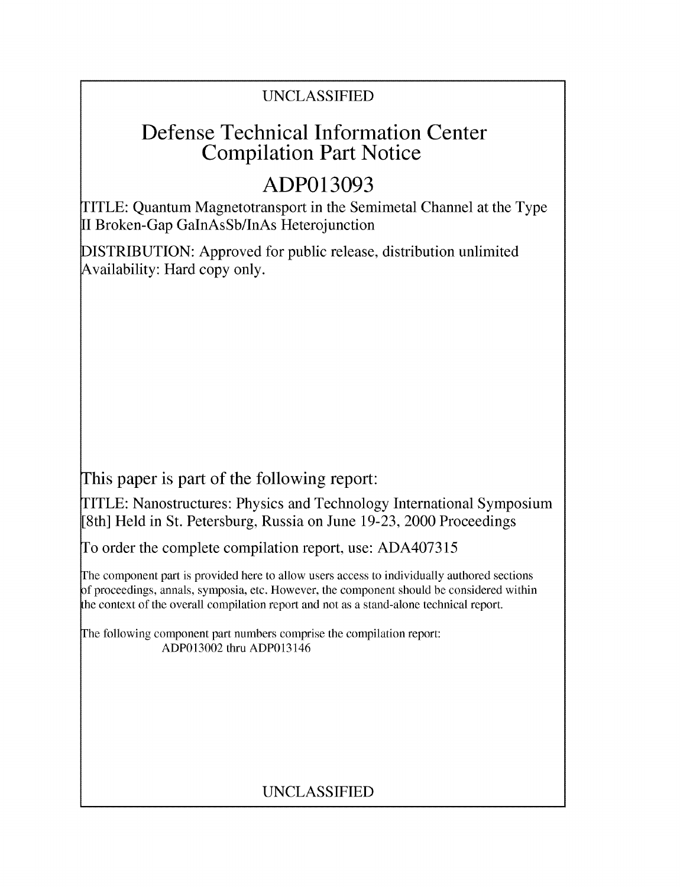UNCLASSIFIED

# Defense Technical Information Center Compilation Part Notice

# ADP013093

TITLE: Quantum Magnetotransport in the Semimetal Channel at the Type II Broken-Gap GaInAsSb/InAs Heterojunction

DISTRIBUTION: Approved for public release, distribution unlimited
Availability: Hard copy only.

This paper is part of the following report:

TITLE: Nanostructures: Physics and Technology International Symposium [8th] Held in St. Petersburg, Russia on June 19-23, 2000 Proceedings

To order the complete compilation report, use: ADA407315

The component part is provided here to allow users access to individually authored sections of proceedings, annals, symposia, etc. However, the component should be considered within the context of the overall compilation report and not as a stand-alone technical report.

The following component part numbers comprise the compilation report:
ADP013002 thru ADP013146

UNCLASSIFIED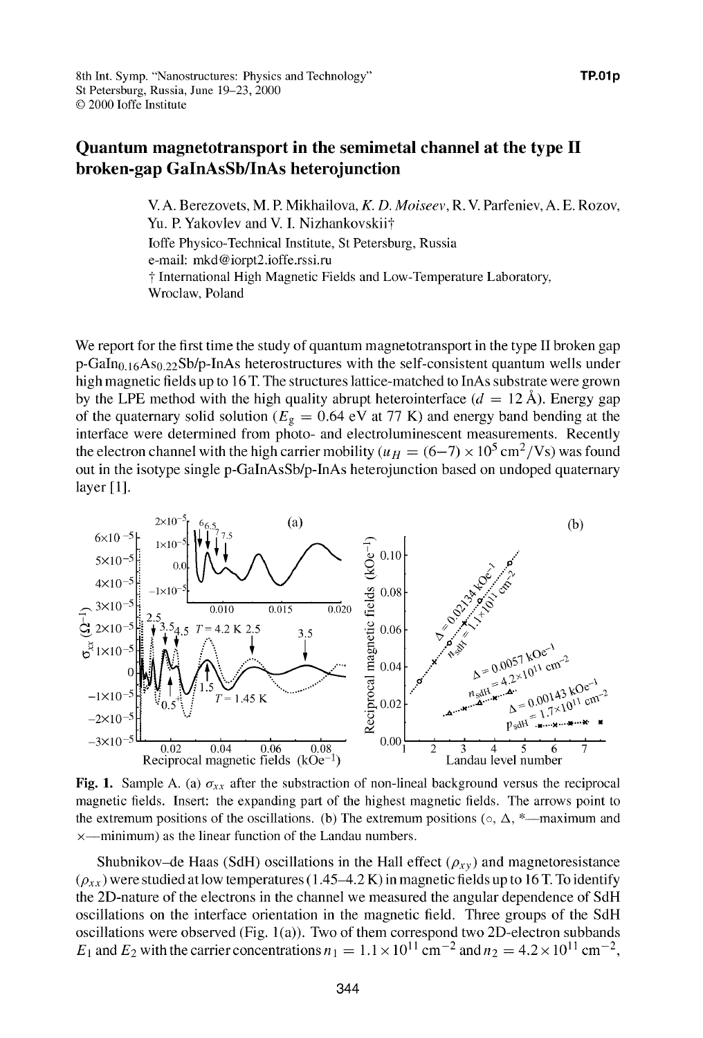# Quantum magnetotransport in the semimetal channel at the type II broken-gap GaInAsSb/InAs heterojunction

V. A. Berezovets, M. P. Mikhailova, *K. D. Moiseev*, R. V. Parfeniev, A. E. Rozov, Yu. P. Yakovlev and V. I. Nizhankovskii†

Ioffe Physico-Technical Institute, St Petersburg, Russia
e-mail: mkd@iorpt2.ioffe.rssi.ru
† International High Magnetic Fields and Low-Temperature Laboratory, Wroclaw, Poland

We report for the first time the study of quantum magnetotransport in the type II broken gap p-$GaIn_{0.16}As_{0.22}Sb$/p-InAs heterostructures with the self-consistent quantum wells under high magnetic fields up to 16 T. The structures lattice-matched to InAs substrate were grown by the LPE method with the high quality abrupt heterointerface ($d = 12$ Å). Energy gap of the quaternary solid solution ($E_g = 0.64$ eV at 77 K) and energy band bending at the interface were determined from photo- and electroluminescent measurements. Recently the electron channel with the high carrier mobility ($u_H = (6–7) \times 10^5$ cm$^2$/Vs) was found out in the isotype single p-GaInAsSb/p-InAs heterojunction based on undoped quaternary layer [1].

**Fig. 1.** Sample A. (a) $\sigma_{xx}$ after the substraction of non-lineal background versus the reciprocal magnetic fields. Insert: the expanding part of the highest magnetic fields. The arrows point to the extremum positions of the oscillations. (b) The extremum positions (○, Δ, *—maximum and ×—minimum) as the linear function of the Landau numbers.

Shubnikov–de Haas (SdH) oscillations in the Hall effect ($\rho_{xy}$) and magnetoresistance ($\rho_{xx}$) were studied at low temperatures (1.45–4.2 K) in magnetic fields up to 16 T. To identify the 2D-nature of the electrons in the channel we measured the angular dependence of SdH oscillations on the interface orientation in the magnetic field. Three groups of the SdH oscillations were observed (Fig. 1(a)). Two of them correspond two 2D-electron subbands $E_1$ and $E_2$ with the carrier concentrations $n_1 = 1.1 \times 10^{11}$ cm$^{-2}$ and $n_2 = 4.2 \times 10^{11}$ cm$^{-2}$,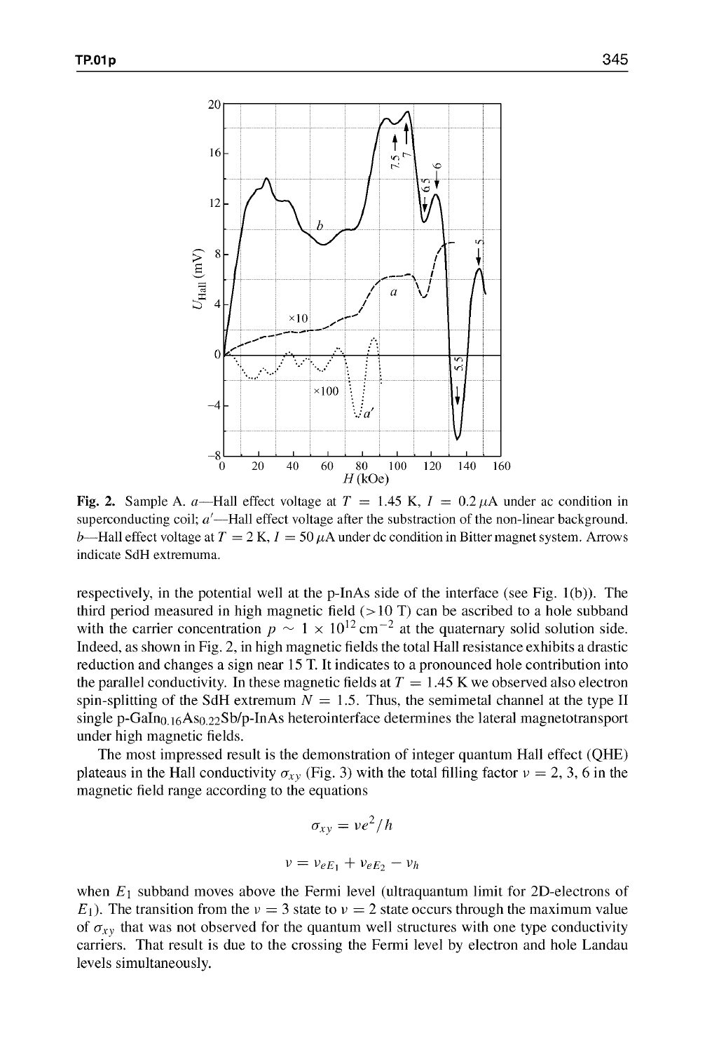**Fig. 2.** Sample A. $a$—Hall effect voltage at $T = 1.45$ K, $I = 0.2\,\mu$A under ac condition in superconducting coil; $a'$—Hall effect voltage after the substraction of the non-linear background. $b$—Hall effect voltage at $T = 2$ K, $I = 50\,\mu$A under dc condition in Bitter magnet system. Arrows indicate SdH extremuma.

respectively, in the potential well at the p-InAs side of the interface (see Fig. 1(b)). The third period measured in high magnetic field (>10 T) can be ascribed to a hole subband with the carrier concentration $p \sim 1 \times 10^{12}$ cm$^{-2}$ at the quaternary solid solution side. Indeed, as shown in Fig. 2, in high magnetic fields the total Hall resistance exhibits a drastic reduction and changes a sign near 15 T. It indicates to a pronounced hole contribution into the parallel conductivity. In these magnetic fields at $T = 1.45$ K we observed also electron spin-splitting of the SdH extremum $N = 1.5$. Thus, the semimetal channel at the type II single p-$GaIn_{0.16}As_{0.22}Sb$/p-InAs heterointerface determines the lateral magnetotransport under high magnetic fields.

The most impressed result is the demonstration of integer quantum Hall effect (QHE) plateaus in the Hall conductivity $\sigma_{xy}$ (Fig. 3) with the total filling factor $\nu = 2, 3, 6$ in the magnetic field range according to the equations

$$\sigma_{xy} = \nu e^2/h$$

$$\nu = \nu_{eE_1} + \nu_{eE_2} - \nu_h$$

when $E_1$ subband moves above the Fermi level (ultraquantum limit for 2D-electrons of $E_1$). The transition from the $\nu = 3$ state to $\nu = 2$ state occurs through the maximum value of $\sigma_{xy}$ that was not observed for the quantum well structures with one type conductivity carriers. That result is due to the crossing the Fermi level by electron and hole Landau levels simultaneously.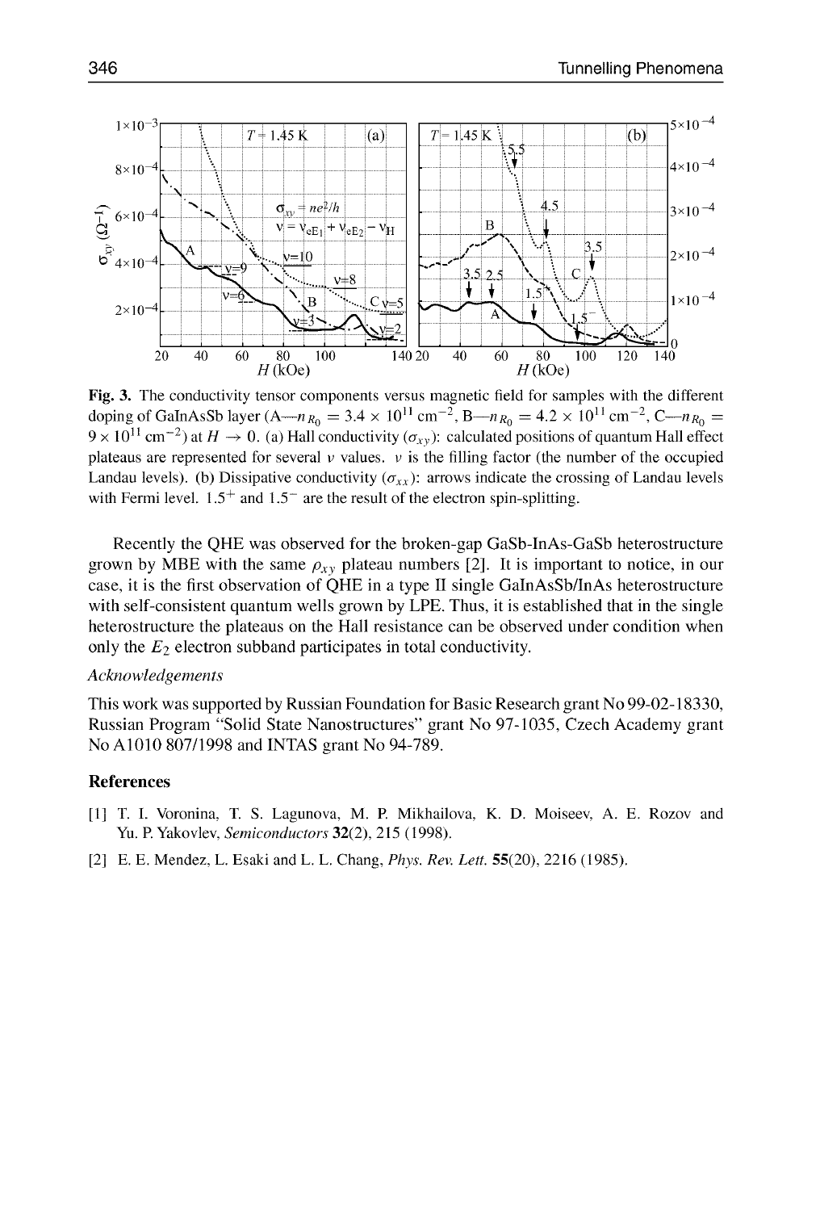$1\times10^{-3}$

$8\times10^{-4}$

$6\times10^{-4}$

$4\times10^{-4}$

$2\times10^{-4}$

$\sigma_{xy}$ ($\Omega^{-1}$)

$T = 1.45$ K

(a)

$\sigma_{xy} = ne^2/h$

$\nu = \nu_{eE_1} + \nu_{eE_2} - \nu_H$

A

$\nu=9$

$\nu=10$

$\nu=8$

$\nu=6$

B

C $\nu=5$

$\nu=3$

$\nu=2$

20 40 60 80 100 140

$H$ (kOe)

$T = 1.45$ K

(b)

5.5

4.5

3.5

B

3.5 2.5

C

1.5

A

$1.5^+$

$1.5^-$

$5\times10^{-4}$

$4\times10^{-4}$

$3\times10^{-4}$

$2\times10^{-4}$

$1\times10^{-4}$

0

20 40 60 80 100 120 140

$H$ (kOe)

**Fig. 3.** The conductivity tensor components versus magnetic field for samples with the different doping of GaInAsSb layer (A—$n_{R_0} = 3.4 \times 10^{11}$ cm$^{-2}$, B—$n_{R_0} = 4.2 \times 10^{11}$ cm$^{-2}$, C—$n_{R_0} = 9 \times 10^{11}$ cm$^{-2}$) at $H \to 0$. (a) Hall conductivity ($\sigma_{xy}$): calculated positions of quantum Hall effect plateaus are represented for several $\nu$ values. $\nu$ is the filling factor (the number of the occupied Landau levels). (b) Dissipative conductivity ($\sigma_{xx}$): arrows indicate the crossing of Landau levels with Fermi level. $1.5^+$ and $1.5^-$ are the result of the electron spin-splitting.

Recently the QHE was observed for the broken-gap GaSb-InAs-GaSb heterostructure grown by MBE with the same $\rho_{xy}$ plateau numbers [2]. It is important to notice, in our case, it is the first observation of QHE in a type II single GaInAsSb/InAs heterostructure with self-consistent quantum wells grown by LPE. Thus, it is established that in the single heterostructure the plateaus on the Hall resistance can be observed under condition when only the $E_2$ electron subband participates in total conductivity.

*Acknowledgements*

This work was supported by Russian Foundation for Basic Research grant No 99-02-18330, Russian Program "Solid State Nanostructures" grant No 97-1035, Czech Academy grant No A1010 807/1998 and INTAS grant No 94-789.

## References

[1] T. I. Voronina, T. S. Lagunova, M. P. Mikhailova, K. D. Moiseev, A. E. Rozov and Yu. P. Yakovlev, *Semiconductors* **32**(2), 215 (1998).

[2] E. E. Mendez, L. Esaki and L. L. Chang, *Phys. Rev. Lett.* **55**(20), 2216 (1985).